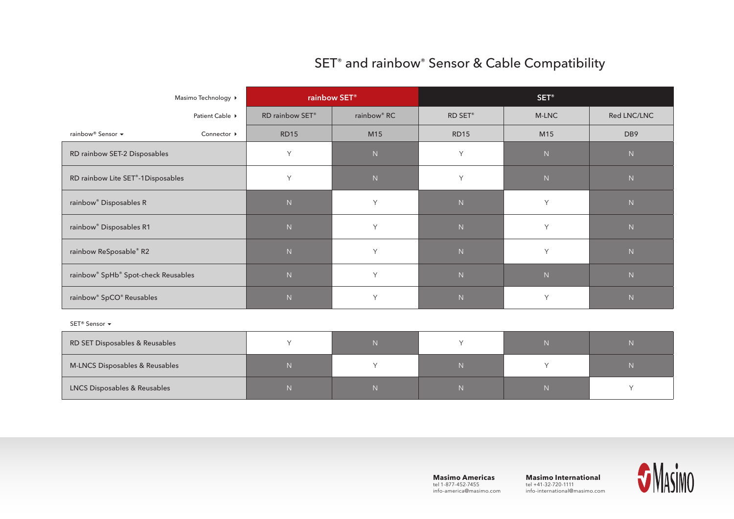# SET® and rainbow® Sensor & Cable Compatibility

| Masimo Technology ▸ | rainbow SET® | | SET® | | |
|---|---|---|---|---|---|
| Patient Cable ▸ | RD rainbow SET® | rainbow® RC | RD SET® | M-LNC | Red LNC/LNC |
| rainbow® Sensor ▾ / Connector ▸ | RD15 | M15 | RD15 | M15 | DB9 |
| RD rainbow SET-2 Disposables | Y | N | Y | N | N |
| RD rainbow Lite SET®-1Disposables | Y | N | Y | N | N |
| rainbow® Disposables R | N | Y | N | Y | N |
| rainbow® Disposables R1 | N | Y | N | Y | N |
| rainbow ReSposable® R2 | N | Y | N | Y | N |
| rainbow® SpHb® Spot-check Reusables | N | Y | N | N | N |
| rainbow® SpCO® Reusables | N | Y | N | Y | N |
| **SET® Sensor ▾** | | | | | |
| RD SET Disposables & Reusables | Y | N | Y | N | N |
| M-LNCS Disposables & Reusables | N | Y | N | Y | N |
| LNCS Disposables & Reusables | N | N | N | N | Y |

**Masimo Americas**
tel 1-877-452-7455
info-america@masimo.com

**Masimo International**
tel +41-32-720-1111
info-international@masimo.com

Masimo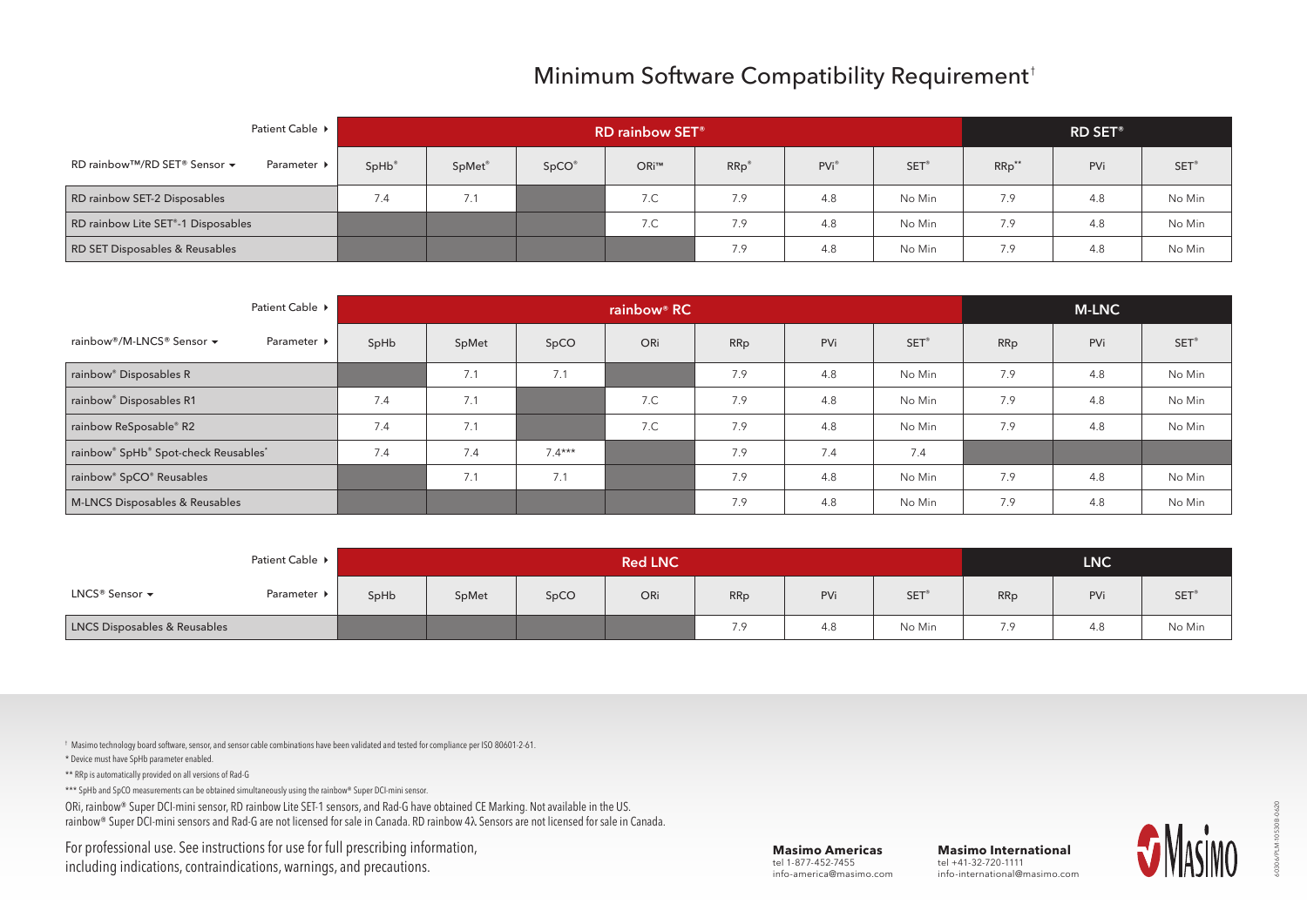# Minimum Software Compatibility Requirement†

| Patient Cable ▸ | RD rainbow SET® | | | | | | | RD SET® | | |
|---|---|---|---|---|---|---|---|---|---|---|
| RD rainbow™/RD SET® Sensor ▾ / Parameter ▸ | SpHb® | SpMet® | SpCO® | ORi™ | RRp® | PVi® | SET® | RRp** | PVi | SET® |
| RD rainbow SET-2 Disposables | 7.4 | 7.1 | | 7.C | 7.9 | 4.8 | No Min | 7.9 | 4.8 | No Min |
| RD rainbow Lite SET®-1 Disposables | | | | 7.C | 7.9 | 4.8 | No Min | 7.9 | 4.8 | No Min |
| RD SET Disposables & Reusables | | | | | 7.9 | 4.8 | No Min | 7.9 | 4.8 | No Min |

| Patient Cable ▸ | rainbow® RC | | | | | | | M-LNC | | |
|---|---|---|---|---|---|---|---|---|---|---|
| rainbow®/M-LNCS® Sensor ▾ / Parameter ▸ | SpHb | SpMet | SpCO | ORi | RRp | PVi | SET® | RRp | PVi | SET® |
| rainbow® Disposables R | | 7.1 | 7.1 | | 7.9 | 4.8 | No Min | 7.9 | 4.8 | No Min |
| rainbow® Disposables R1 | 7.4 | 7.1 | | 7.C | 7.9 | 4.8 | No Min | 7.9 | 4.8 | No Min |
| rainbow ReSposable® R2 | 7.4 | 7.1 | | 7.C | 7.9 | 4.8 | No Min | 7.9 | 4.8 | No Min |
| rainbow® SpHb® Spot-check Reusables* | 7.4 | 7.4 | 7.4*** | | 7.9 | 7.4 | 7.4 | | | |
| rainbow® SpCO® Reusables | | 7.1 | 7.1 | | 7.9 | 4.8 | No Min | 7.9 | 4.8 | No Min |
| M-LNCS Disposables & Reusables | | | | | 7.9 | 4.8 | No Min | 7.9 | 4.8 | No Min |

| Patient Cable ▸ | Red LNC | | | | | | | LNC | | |
|---|---|---|---|---|---|---|---|---|---|---|
| LNCS® Sensor ▾ / Parameter ▸ | SpHb | SpMet | SpCO | ORi | RRp | PVi | SET® | RRp | PVi | SET® |
| LNCS Disposables & Reusables | | | | | 7.9 | 4.8 | No Min | 7.9 | 4.8 | No Min |

† Masimo technology board software, sensor, and sensor cable combinations have been validated and tested for compliance per ISO 80601-2-61.

* Device must have SpHb parameter enabled.

** RRp is automatically provided on all versions of Rad-G

*** SpHb and SpCO measurements can be obtained simultaneously using the rainbow® Super DCI-mini sensor.

ORi, rainbow® Super DCI-mini sensor, RD rainbow Lite SET-1 sensors, and Rad-G have obtained CE Marking. Not available in the US.
rainbow® Super DCI-mini sensors and Rad-G are not licensed for sale in Canada. RD rainbow 4λ Sensors are not licensed for sale in Canada.

For professional use. See instructions for use for full prescribing information, including indications, contraindications, warnings, and precautions.

**Masimo Americas**
tel 1-877-452-7455
info-america@masimo.com

**Masimo International**
tel +41-32-720-1111
info-international@masimo.com

Masimo

60306/PLM-10530B-0620